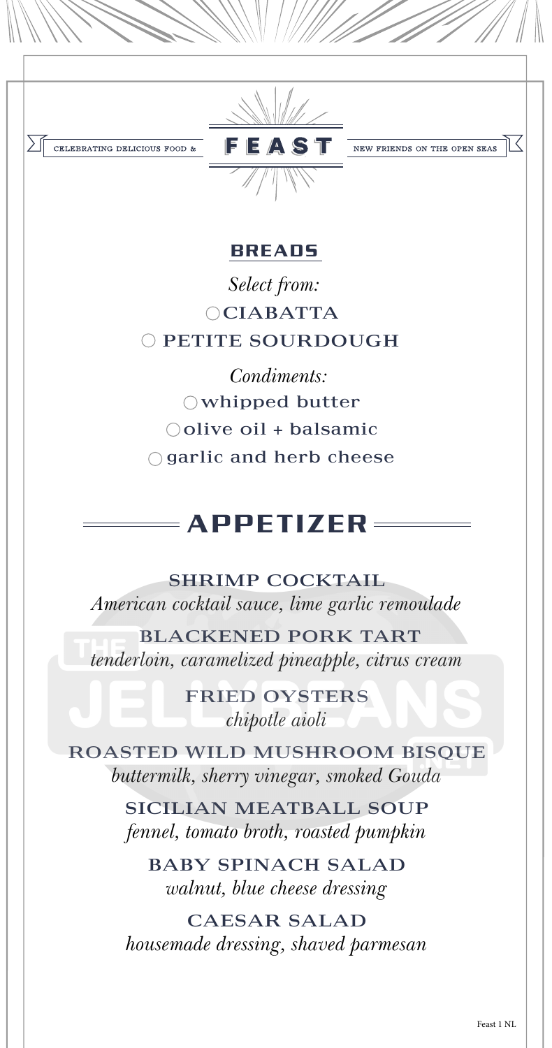CELEBRATING DELICIOUS FOOD & **FEAST** NEW FRIENDS ON THE OPEN SEAS

## BREADS

*Select from:*

○ CIABATTA

○ PETITE SOURDOUGH

*Condiments:*

○ whipped butter

○ olive oil + balsamic

○ garlic and herb cheese

# APPETIZER

### SHRIMP COCKTAIL
*American cocktail sauce, lime garlic remoulade*

### BLACKENED PORK TART
*tenderloin, caramelized pineapple, citrus cream*

### FRIED OYSTERS
*chipotle aioli*

### ROASTED WILD MUSHROOM BISQUE
*buttermilk, sherry vinegar, smoked Gouda*

### SICILIAN MEATBALL SOUP
*fennel, tomato broth, roasted pumpkin*

### BABY SPINACH SALAD
*walnut, blue cheese dressing*

### CAESAR SALAD
*housemade dressing, shaved parmesan*

Feast 1 NL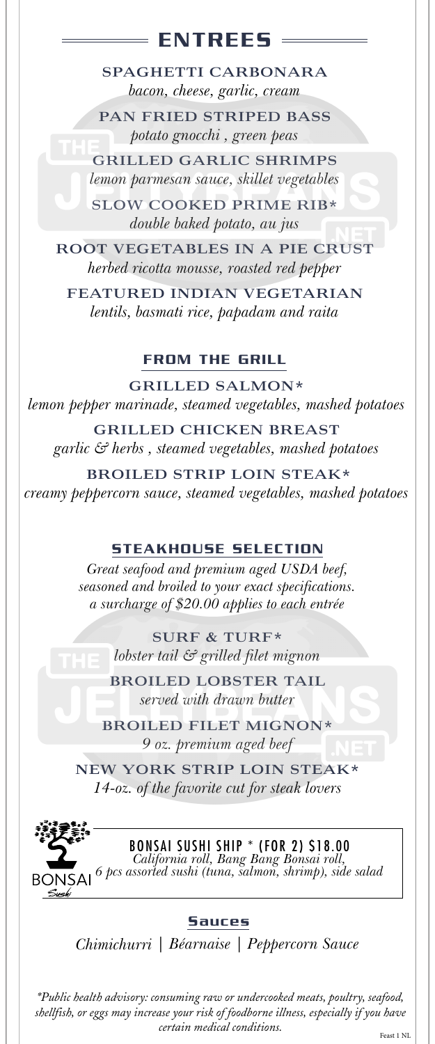# ENTREES

**SPAGHETTI CARBONARA**
*bacon, cheese, garlic, cream*

**PAN FRIED STRIPED BASS**
*potato gnocchi , green peas*

**GRILLED GARLIC SHRIMPS**
*lemon parmesan sauce, skillet vegetables*

**SLOW COOKED PRIME RIB***
*double baked potato, au jus*

**ROOT VEGETABLES IN A PIE CRUST**
*herbed ricotta mousse, roasted red pepper*

**FEATURED INDIAN VEGETARIAN**
*lentils, basmati rice, papadam and raita*

## FROM THE GRILL

**GRILLED SALMON***
*lemon pepper marinade, steamed vegetables, mashed potatoes*

**GRILLED CHICKEN BREAST**
*garlic & herbs , steamed vegetables, mashed potatoes*

**BROILED STRIP LOIN STEAK***
*creamy peppercorn sauce, steamed vegetables, mashed potatoes*

## STEAKHOUSE SELECTION

*Great seafood and premium aged USDA beef, seasoned and broiled to your exact specifications. a surcharge of $20.00 applies to each entrée*

**SURF & TURF***
*lobster tail & grilled filet mignon*

**BROILED LOBSTER TAIL**
*served with drawn butter*

**BROILED FILET MIGNON***
*9 oz. premium aged beef*

**NEW YORK STRIP LOIN STEAK***
*14-oz. of the favorite cut for steak lovers*

BONSAI Sushi

**BONSAI SUSHI SHIP * (FOR 2) $18.00**
*California roll, Bang Bang Bonsai roll, 6 pcs assorted sushi (tuna, salmon, shrimp), side salad*

## Sauces

*Chimichurri | Béarnaise | Peppercorn Sauce*

*\*Public health advisory: consuming raw or undercooked meats, poultry, seafood, shellfish, or eggs may increase your risk of foodborne illness, especially if you have certain medical conditions.*

Feast 1 NL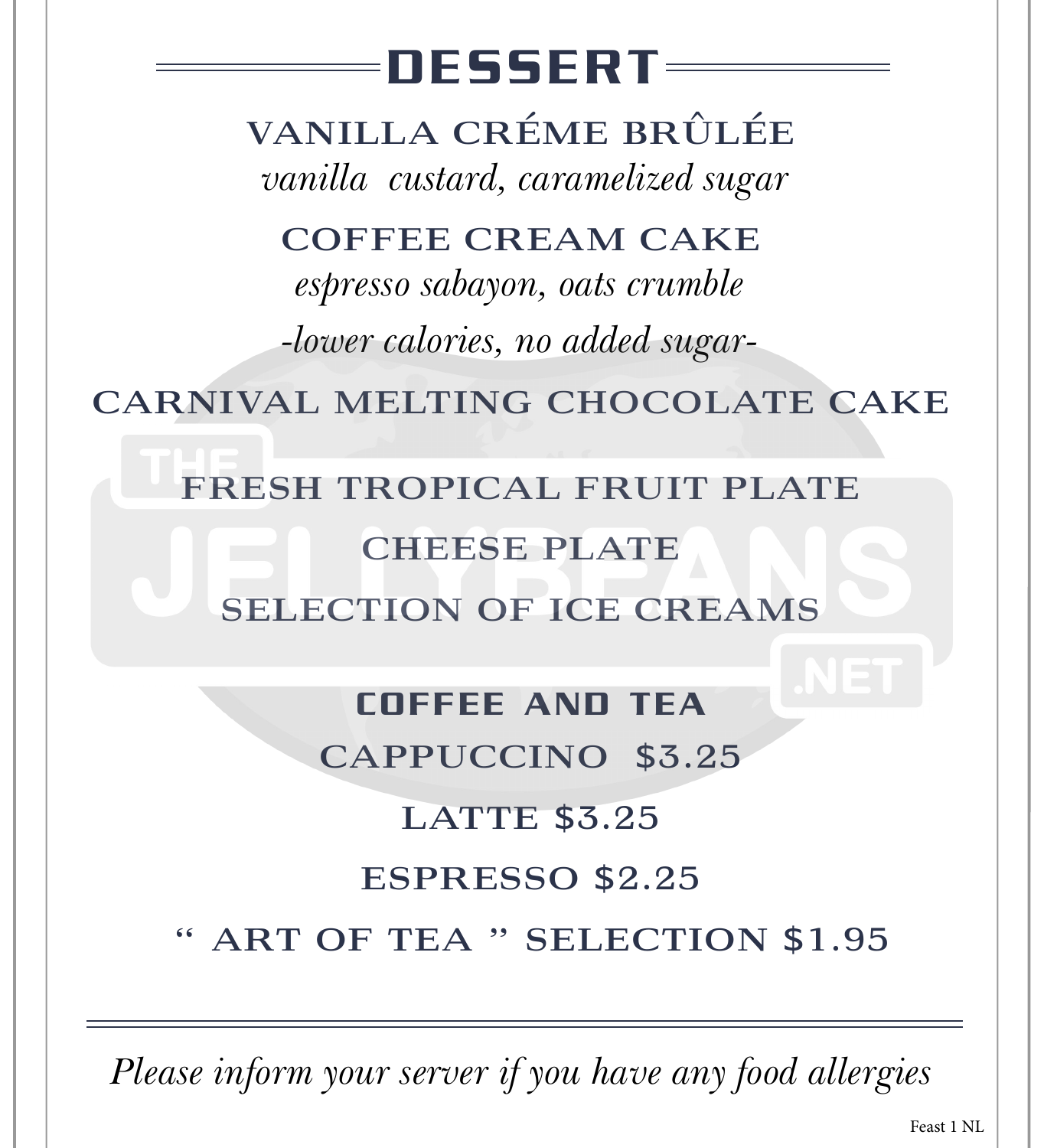# DESSERT

## VANILLA CRÉME BRÛLÉE

*vanilla custard, caramelized sugar*

## COFFEE CREAM CAKE

*espresso sabayon, oats crumble*

*-lower calories, no added sugar-*

## CARNIVAL MELTING CHOCOLATE CAKE

## FRESH TROPICAL FRUIT PLATE

## CHEESE PLATE

## SELECTION OF ICE CREAMS

# COFFEE AND TEA

CAPPUCCINO $3.25

LATTE $3.25

ESPRESSO $2.25

" ART OF TEA " SELECTION $1.95

---

*Please inform your server if you have any food allergies*

Feast 1 NL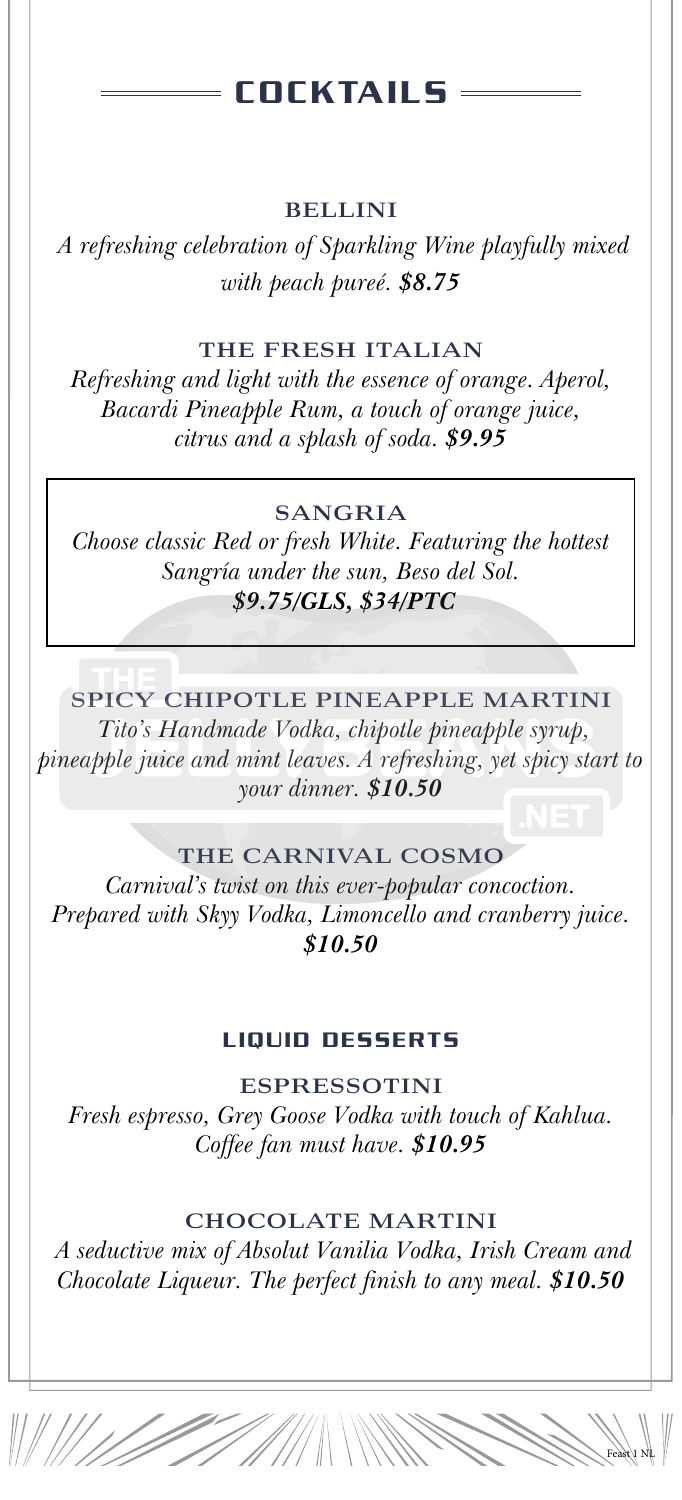# COCKTAILS

### BELLINI

*A refreshing celebration of Sparkling Wine playfully mixed with peach pureé.* ***$8.75***

### THE FRESH ITALIAN

*Refreshing and light with the essence of orange. Aperol, Bacardi Pineapple Rum, a touch of orange juice, citrus and a splash of soda.* ***$9.95***

### SANGRIA

*Choose classic Red or fresh White. Featuring the hottest Sangría under the sun, Beso del Sol.*
***$9.75/GLS, $34/PTC***

### SPICY CHIPOTLE PINEAPPLE MARTINI

*Tito's Handmade Vodka, chipotle pineapple syrup, pineapple juice and mint leaves. A refreshing, yet spicy start to your dinner.* ***$10.50***

### THE CARNIVAL COSMO

*Carnival's twist on this ever-popular concoction. Prepared with Skyy Vodka, Limoncello and cranberry juice.*
***$10.50***

## LIQUID DESSERTS

### ESPRESSOTINI

*Fresh espresso, Grey Goose Vodka with touch of Kahlua. Coffee fan must have.* ***$10.95***

### CHOCOLATE MARTINI

*A seductive mix of Absolut Vanilia Vodka, Irish Cream and Chocolate Liqueur. The perfect finish to any meal.* ***$10.50***